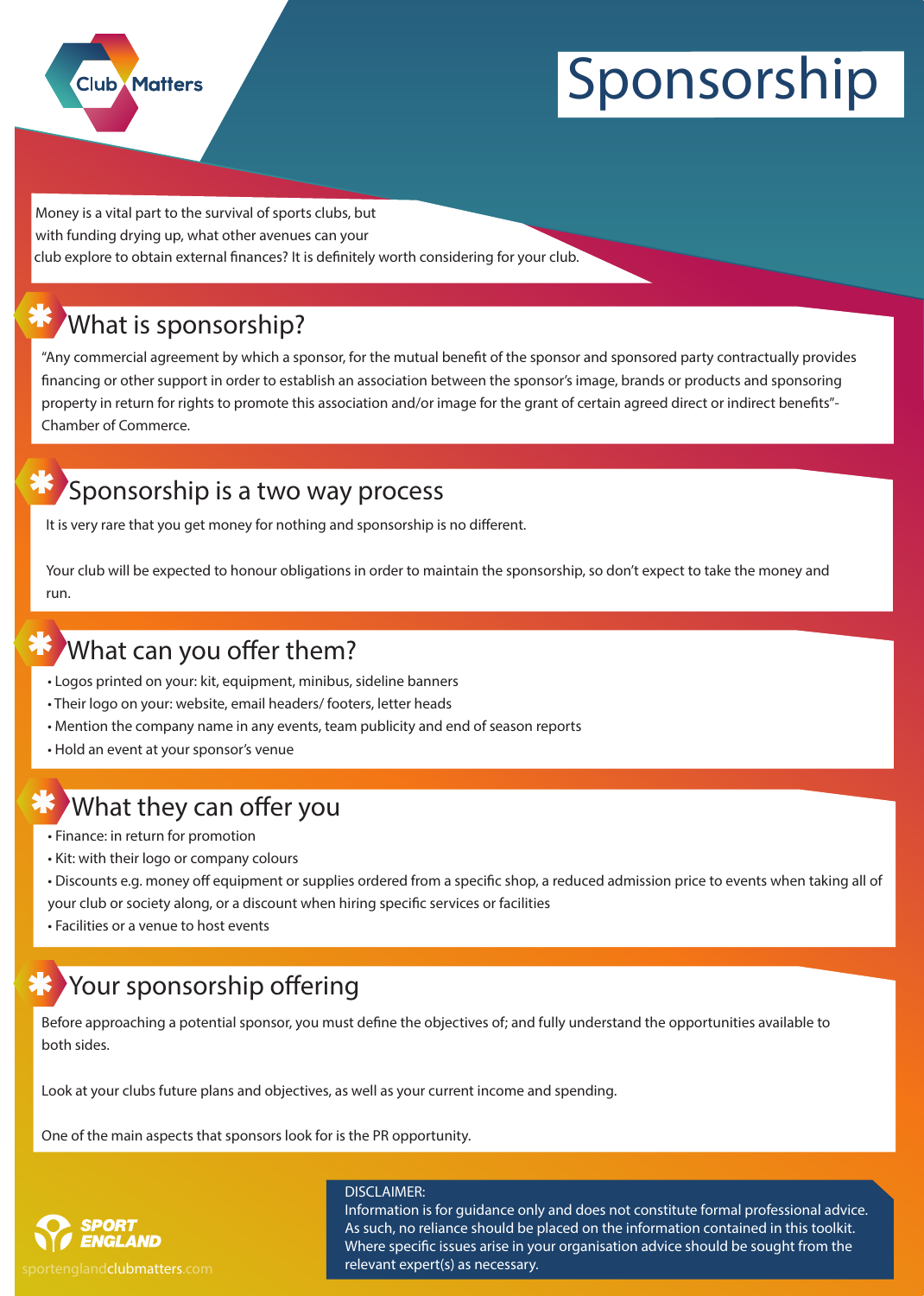# Sponsorship

Money is a vital part to the survival of sports clubs, but with funding drying up, what other avenues can your club explore to obtain external finances? It is definitely worth considering for your club.

## What is sponsorship?

"Any commercial agreement by which a sponsor, for the mutual benefit of the sponsor and sponsored party contractually provides financing or other support in order to establish an association between the sponsor's image, brands or products and sponsoring property in return for rights to promote this association and/or image for the grant of certain agreed direct or indirect benefits"- Chamber of Commerce.

## Sponsorship is a two way process

It is very rare that you get money for nothing and sponsorship is no different.

Your club will be expected to honour obligations in order to maintain the sponsorship, so don't expect to take the money and run.

## What can you offer them?

- Logos printed on your: kit, equipment, minibus, sideline banners
- Their logo on your: website, email headers/ footers, letter heads
- Mention the company name in any events, team publicity and end of season reports
- Hold an event at your sponsor's venue

## What they can offer you

- Finance: in return for promotion
- Kit: with their logo or company colours
- Discounts e.g. money off equipment or supplies ordered from a specific shop, a reduced admission price to events when taking all of your club or society along, or a discount when hiring specific services or facilities
- Facilities or a venue to host events

## Your sponsorship offering

Before approaching a potential sponsor, you must define the objectives of; and fully understand the opportunities available to both sides.

Look at your clubs future plans and objectives, as well as your current income and spending.

One of the main aspects that sponsors look for is the PR opportunity.

DISCLAIMER:
Information is for guidance only and does not constitute formal professional advice. As such, no reliance should be placed on the information contained in this toolkit. Where specific issues arise in your organisation advice should be sought from the relevant expert(s) as necessary.

SPORT ENGLAND

sportenglandclubmatters.com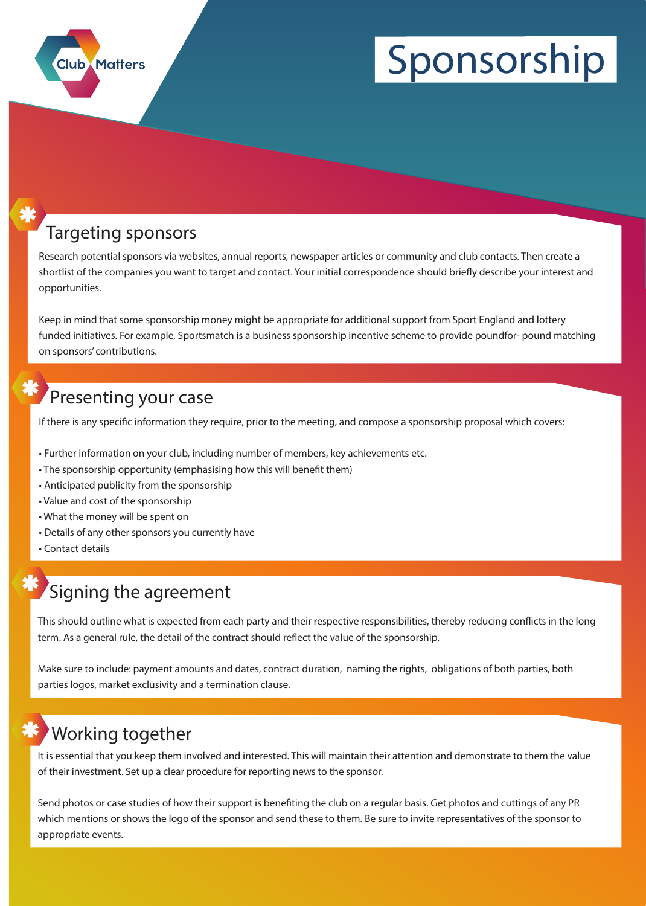Club Matters

# Sponsorship

## Targeting sponsors

Research potential sponsors via websites, annual reports, newspaper articles or community and club contacts. Then create a shortlist of the companies you want to target and contact. Your initial correspondence should briefly describe your interest and opportunities.

Keep in mind that some sponsorship money might be appropriate for additional support from Sport England and lottery funded initiatives. For example, Sportsmatch is a business sponsorship incentive scheme to provide poundfor- pound matching on sponsors' contributions.

## Presenting your case

If there is any specific information they require, prior to the meeting, and compose a sponsorship proposal which covers:

- Further information on your club, including number of members, key achievements etc.
- The sponsorship opportunity (emphasising how this will benefit them)
- Anticipated publicity from the sponsorship
- Value and cost of the sponsorship
- What the money will be spent on
- Details of any other sponsors you currently have
- Contact details

## Signing the agreement

This should outline what is expected from each party and their respective responsibilities, thereby reducing conflicts in the long term. As a general rule, the detail of the contract should reflect the value of the sponsorship.

Make sure to include: payment amounts and dates, contract duration, naming the rights, obligations of both parties, both parties logos, market exclusivity and a termination clause.

## Working together

It is essential that you keep them involved and interested. This will maintain their attention and demonstrate to them the value of their investment. Set up a clear procedure for reporting news to the sponsor.

Send photos or case studies of how their support is benefiting the club on a regular basis. Get photos and cuttings of any PR which mentions or shows the logo of the sponsor and send these to them. Be sure to invite representatives of the sponsor to appropriate events.